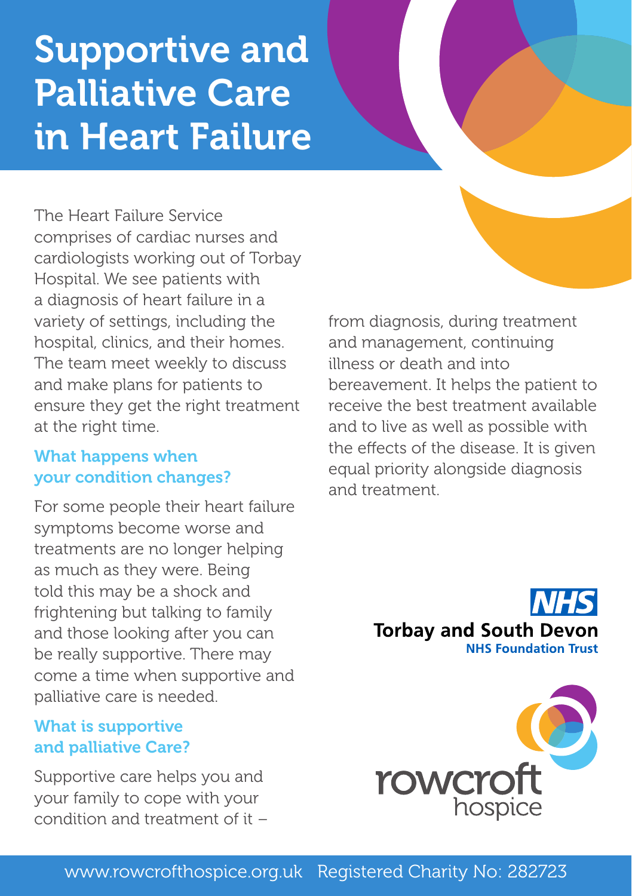# Supportive and Palliative Care in Heart Failure

The Heart Failure Service comprises of cardiac nurses and cardiologists working out of Torbay Hospital. We see patients with a diagnosis of heart failure in a variety of settings, including the hospital, clinics, and their homes. The team meet weekly to discuss and make plans for patients to ensure they get the right treatment at the right time.

## What happens when your condition changes?

For some people their heart failure symptoms become worse and treatments are no longer helping as much as they were. Being told this may be a shock and frightening but talking to family and those looking after you can be really supportive. There may come a time when supportive and palliative care is needed.

## What is supportive and palliative Care?

Supportive care helps you and your family to cope with your condition and treatment of it – from diagnosis, during treatment and management, continuing illness or death and into bereavement. It helps the patient to receive the best treatment available and to live as well as possible with the effects of the disease. It is given equal priority alongside diagnosis and treatment.

NHS
Torbay and South Devon
NHS Foundation Trust

rowcroft hospice

www.rowcrofthospice.org.uk Registered Charity No: 282723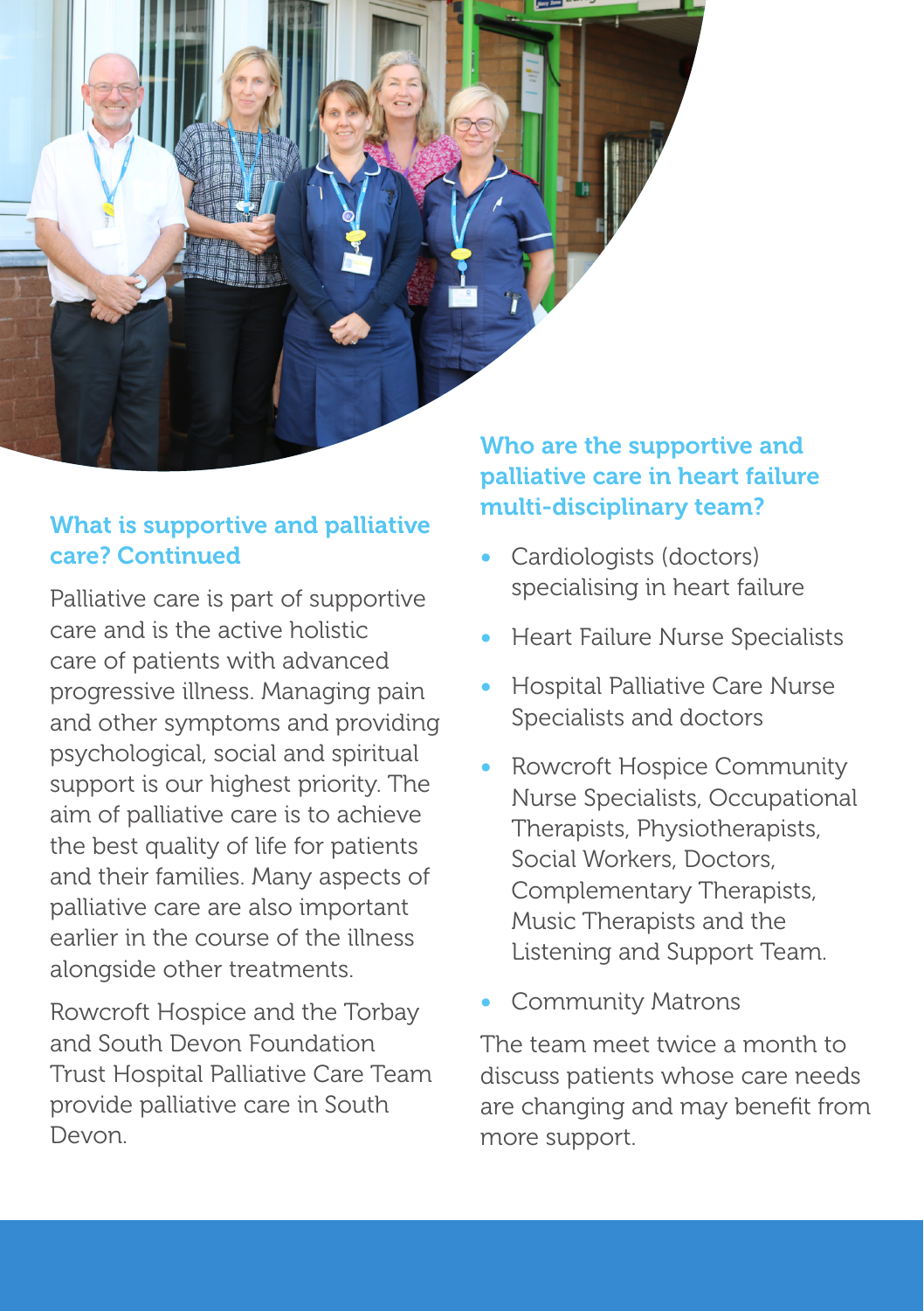## What is supportive and palliative care? Continued

Palliative care is part of supportive care and is the active holistic care of patients with advanced progressive illness. Managing pain and other symptoms and providing psychological, social and spiritual support is our highest priority. The aim of palliative care is to achieve the best quality of life for patients and their families. Many aspects of palliative care are also important earlier in the course of the illness alongside other treatments.

Rowcroft Hospice and the Torbay and South Devon Foundation Trust Hospital Palliative Care Team provide palliative care in South Devon.

## Who are the supportive and palliative care in heart failure multi-disciplinary team?

- Cardiologists (doctors) specialising in heart failure
- Heart Failure Nurse Specialists
- Hospital Palliative Care Nurse Specialists and doctors
- Rowcroft Hospice Community Nurse Specialists, Occupational Therapists, Physiotherapists, Social Workers, Doctors, Complementary Therapists, Music Therapists and the Listening and Support Team.
- Community Matrons

The team meet twice a month to discuss patients whose care needs are changing and may benefit from more support.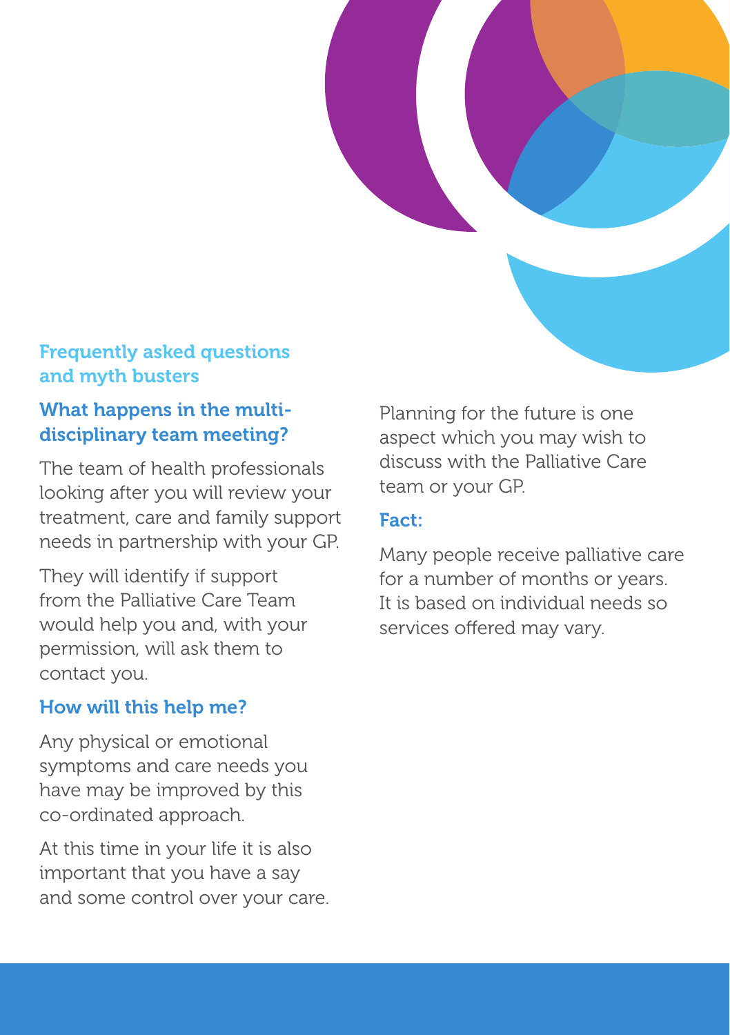## Frequently asked questions and myth busters

### What happens in the multi-disciplinary team meeting?

The team of health professionals looking after you will review your treatment, care and family support needs in partnership with your GP.

They will identify if support from the Palliative Care Team would help you and, with your permission, will ask them to contact you.

### How will this help me?

Any physical or emotional symptoms and care needs you have may be improved by this co-ordinated approach.

At this time in your life it is also important that you have a say and some control over your care.

Planning for the future is one aspect which you may wish to discuss with the Palliative Care team or your GP.

### Fact:

Many people receive palliative care for a number of months or years. It is based on individual needs so services offered may vary.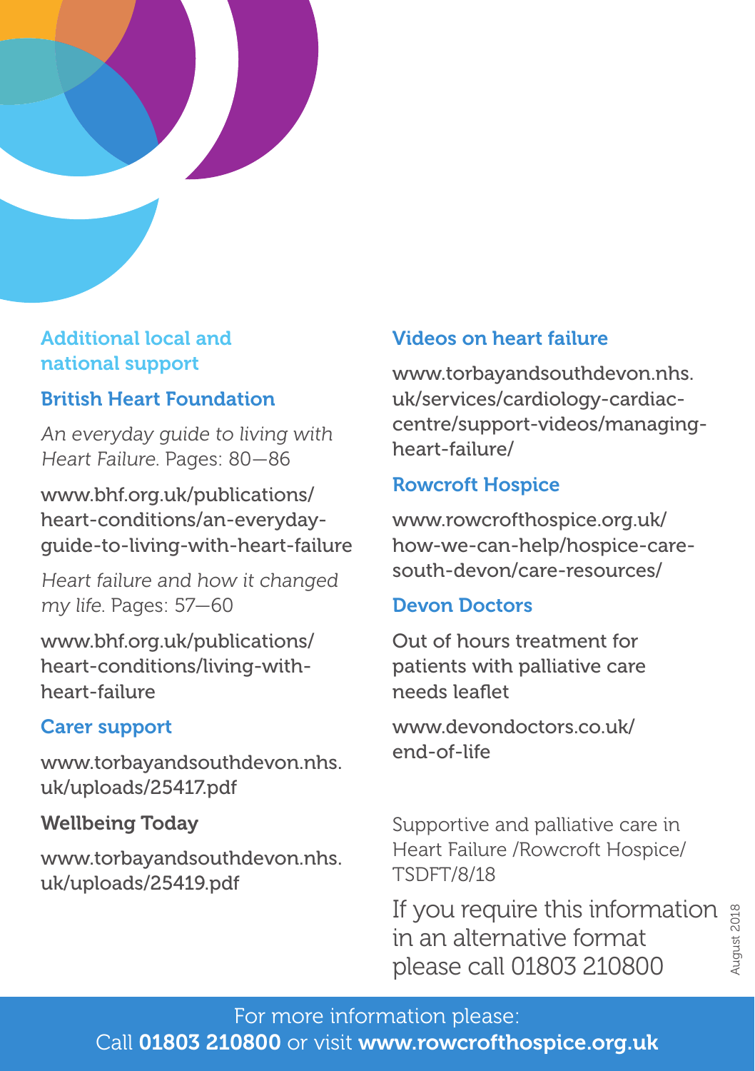## Additional local and national support

### British Heart Foundation

*An everyday guide to living with Heart Failure*. Pages: 80—86

www.bhf.org.uk/publications/heart-conditions/an-everyday-guide-to-living-with-heart-failure

*Heart failure and how it changed my life*. Pages: 57—60

www.bhf.org.uk/publications/heart-conditions/living-with-heart-failure

### Carer support

www.torbayandsouthdevon.nhs.uk/uploads/25417.pdf

**Wellbeing Today**

www.torbayandsouthdevon.nhs.uk/uploads/25419.pdf

### Videos on heart failure

www.torbayandsouthdevon.nhs.uk/services/cardiology-cardiac-centre/support-videos/managing-heart-failure/

### Rowcroft Hospice

www.rowcrofthospice.org.uk/how-we-can-help/hospice-care-south-devon/care-resources/

### Devon Doctors

Out of hours treatment for patients with palliative care needs leaflet

www.devondoctors.co.uk/end-of-life

Supportive and palliative care in Heart Failure /Rowcroft Hospice/TSDFT/8/18

If you require this information in an alternative format please call 01803 210800

August 2018

For more information please:
Call **01803 210800** or visit **www.rowcrofthospice.org.uk**